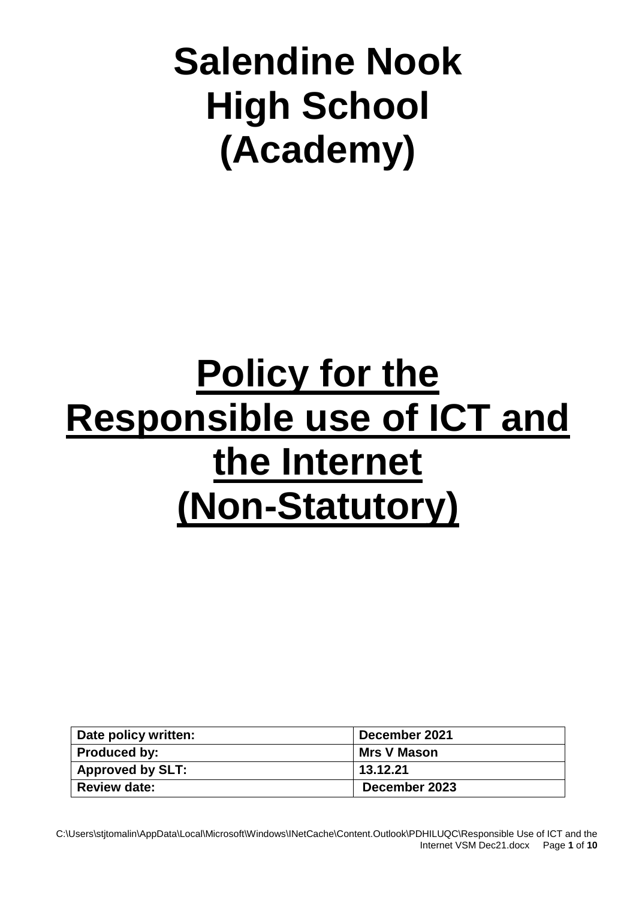# Salendine Nook High School (Academy)

# Policy for the Responsible use of ICT and the Internet (Non-Statutory)

| Date policy written: | December 2021 |
|---|---|
| Produced by: | Mrs V Mason |
| Approved by SLT: | 13.12.21 |
| Review date: | December 2023 |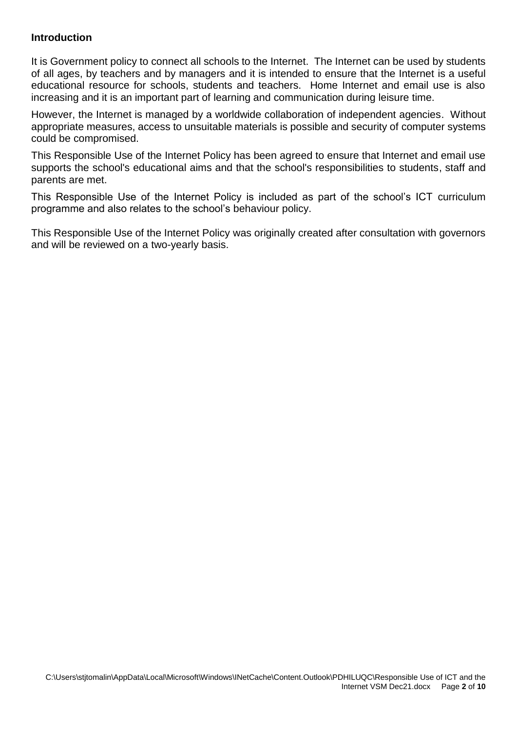## Introduction

It is Government policy to connect all schools to the Internet. The Internet can be used by students of all ages, by teachers and by managers and it is intended to ensure that the Internet is a useful educational resource for schools, students and teachers. Home Internet and email use is also increasing and it is an important part of learning and communication during leisure time.

However, the Internet is managed by a worldwide collaboration of independent agencies. Without appropriate measures, access to unsuitable materials is possible and security of computer systems could be compromised.

This Responsible Use of the Internet Policy has been agreed to ensure that Internet and email use supports the school's educational aims and that the school's responsibilities to students, staff and parents are met.

This Responsible Use of the Internet Policy is included as part of the school's ICT curriculum programme and also relates to the school's behaviour policy.

This Responsible Use of the Internet Policy was originally created after consultation with governors and will be reviewed on a two-yearly basis.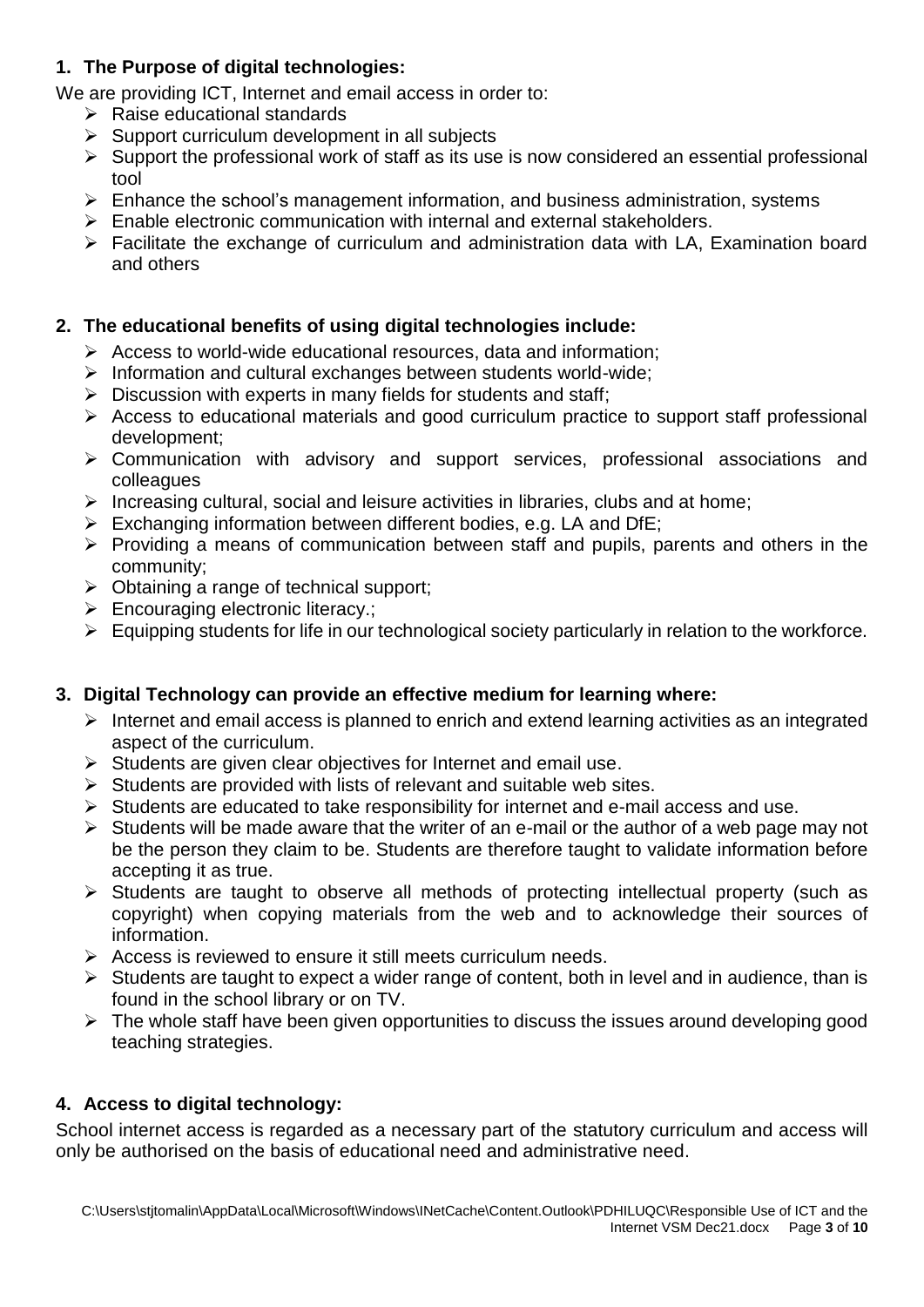## 1. The Purpose of digital technologies:

We are providing ICT, Internet and email access in order to:

- Raise educational standards
- Support curriculum development in all subjects
- Support the professional work of staff as its use is now considered an essential professional tool
- Enhance the school's management information, and business administration, systems
- Enable electronic communication with internal and external stakeholders.
- Facilitate the exchange of curriculum and administration data with LA, Examination board and others

## 2. The educational benefits of using digital technologies include:

- Access to world-wide educational resources, data and information;
- Information and cultural exchanges between students world-wide;
- Discussion with experts in many fields for students and staff;
- Access to educational materials and good curriculum practice to support staff professional development;
- Communication with advisory and support services, professional associations and colleagues
- Increasing cultural, social and leisure activities in libraries, clubs and at home;
- Exchanging information between different bodies, e.g. LA and DfE;
- Providing a means of communication between staff and pupils, parents and others in the community;
- Obtaining a range of technical support;
- Encouraging electronic literacy.;
- Equipping students for life in our technological society particularly in relation to the workforce.

## 3. Digital Technology can provide an effective medium for learning where:

- Internet and email access is planned to enrich and extend learning activities as an integrated aspect of the curriculum.
- Students are given clear objectives for Internet and email use.
- Students are provided with lists of relevant and suitable web sites.
- Students are educated to take responsibility for internet and e-mail access and use.
- Students will be made aware that the writer of an e-mail or the author of a web page may not be the person they claim to be. Students are therefore taught to validate information before accepting it as true.
- Students are taught to observe all methods of protecting intellectual property (such as copyright) when copying materials from the web and to acknowledge their sources of information.
- Access is reviewed to ensure it still meets curriculum needs.
- Students are taught to expect a wider range of content, both in level and in audience, than is found in the school library or on TV.
- The whole staff have been given opportunities to discuss the issues around developing good teaching strategies.

## 4. Access to digital technology:

School internet access is regarded as a necessary part of the statutory curriculum and access will only be authorised on the basis of educational need and administrative need.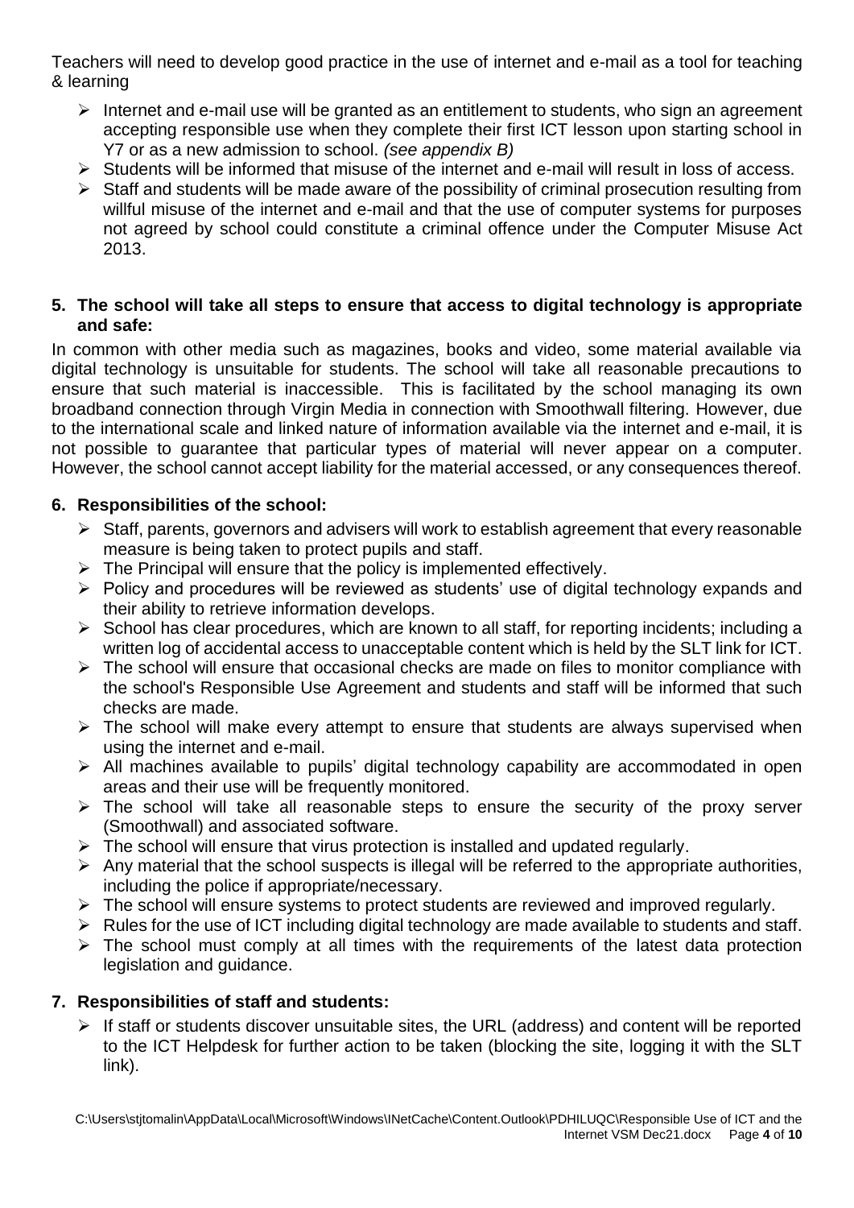Teachers will need to develop good practice in the use of internet and e-mail as a tool for teaching & learning

- Internet and e-mail use will be granted as an entitlement to students, who sign an agreement accepting responsible use when they complete their first ICT lesson upon starting school in Y7 or as a new admission to school. *(see appendix B)*
- Students will be informed that misuse of the internet and e-mail will result in loss of access.
- Staff and students will be made aware of the possibility of criminal prosecution resulting from willful misuse of the internet and e-mail and that the use of computer systems for purposes not agreed by school could constitute a criminal offence under the Computer Misuse Act 2013.

**5. The school will take all steps to ensure that access to digital technology is appropriate and safe:**

In common with other media such as magazines, books and video, some material available via digital technology is unsuitable for students. The school will take all reasonable precautions to ensure that such material is inaccessible. This is facilitated by the school managing its own broadband connection through Virgin Media in connection with Smoothwall filtering. However, due to the international scale and linked nature of information available via the internet and e-mail, it is not possible to guarantee that particular types of material will never appear on a computer. However, the school cannot accept liability for the material accessed, or any consequences thereof.

**6. Responsibilities of the school:**

- Staff, parents, governors and advisers will work to establish agreement that every reasonable measure is being taken to protect pupils and staff.
- The Principal will ensure that the policy is implemented effectively.
- Policy and procedures will be reviewed as students' use of digital technology expands and their ability to retrieve information develops.
- School has clear procedures, which are known to all staff, for reporting incidents; including a written log of accidental access to unacceptable content which is held by the SLT link for ICT.
- The school will ensure that occasional checks are made on files to monitor compliance with the school's Responsible Use Agreement and students and staff will be informed that such checks are made.
- The school will make every attempt to ensure that students are always supervised when using the internet and e-mail.
- All machines available to pupils' digital technology capability are accommodated in open areas and their use will be frequently monitored.
- The school will take all reasonable steps to ensure the security of the proxy server (Smoothwall) and associated software.
- The school will ensure that virus protection is installed and updated regularly.
- Any material that the school suspects is illegal will be referred to the appropriate authorities, including the police if appropriate/necessary.
- The school will ensure systems to protect students are reviewed and improved regularly.
- Rules for the use of ICT including digital technology are made available to students and staff.
- The school must comply at all times with the requirements of the latest data protection legislation and guidance.

**7. Responsibilities of staff and students:**

- If staff or students discover unsuitable sites, the URL (address) and content will be reported to the ICT Helpdesk for further action to be taken (blocking the site, logging it with the SLT link).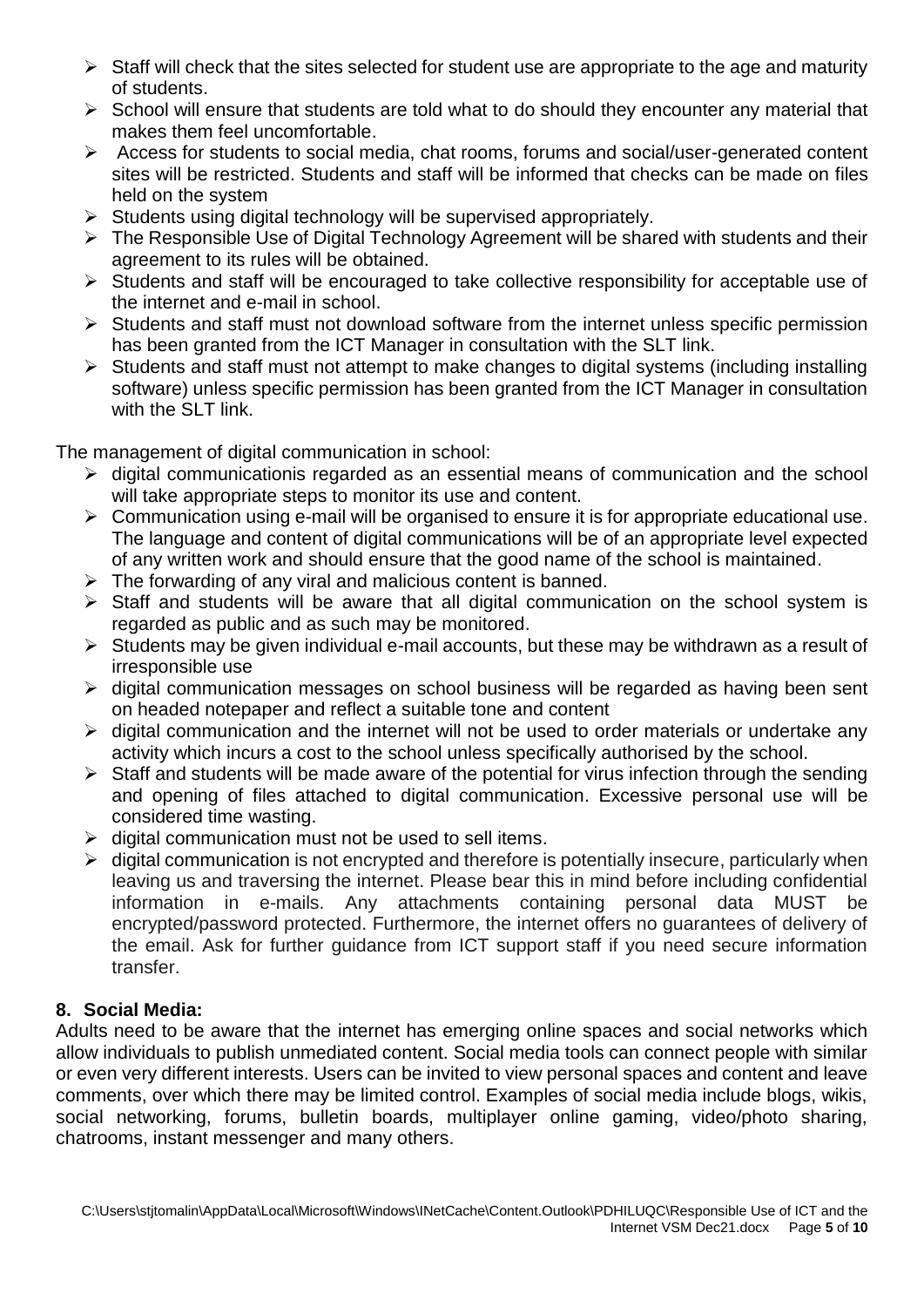- Staff will check that the sites selected for student use are appropriate to the age and maturity of students.
- School will ensure that students are told what to do should they encounter any material that makes them feel uncomfortable.
- Access for students to social media, chat rooms, forums and social/user-generated content sites will be restricted. Students and staff will be informed that checks can be made on files held on the system
- Students using digital technology will be supervised appropriately.
- The Responsible Use of Digital Technology Agreement will be shared with students and their agreement to its rules will be obtained.
- Students and staff will be encouraged to take collective responsibility for acceptable use of the internet and e-mail in school.
- Students and staff must not download software from the internet unless specific permission has been granted from the ICT Manager in consultation with the SLT link.
- Students and staff must not attempt to make changes to digital systems (including installing software) unless specific permission has been granted from the ICT Manager in consultation with the SLT link.

The management of digital communication in school:

- digital communicationis regarded as an essential means of communication and the school will take appropriate steps to monitor its use and content.
- Communication using e-mail will be organised to ensure it is for appropriate educational use. The language and content of digital communications will be of an appropriate level expected of any written work and should ensure that the good name of the school is maintained.
- The forwarding of any viral and malicious content is banned.
- Staff and students will be aware that all digital communication on the school system is regarded as public and as such may be monitored.
- Students may be given individual e-mail accounts, but these may be withdrawn as a result of irresponsible use
- digital communication messages on school business will be regarded as having been sent on headed notepaper and reflect a suitable tone and content
- digital communication and the internet will not be used to order materials or undertake any activity which incurs a cost to the school unless specifically authorised by the school.
- Staff and students will be made aware of the potential for virus infection through the sending and opening of files attached to digital communication. Excessive personal use will be considered time wasting.
- digital communication must not be used to sell items.
- digital communication is not encrypted and therefore is potentially insecure, particularly when leaving us and traversing the internet. Please bear this in mind before including confidential information in e-mails. Any attachments containing personal data MUST be encrypted/password protected. Furthermore, the internet offers no guarantees of delivery of the email. Ask for further guidance from ICT support staff if you need secure information transfer.

## 8. Social Media:

Adults need to be aware that the internet has emerging online spaces and social networks which allow individuals to publish unmediated content. Social media tools can connect people with similar or even very different interests. Users can be invited to view personal spaces and content and leave comments, over which there may be limited control. Examples of social media include blogs, wikis, social networking, forums, bulletin boards, multiplayer online gaming, video/photo sharing, chatrooms, instant messenger and many others.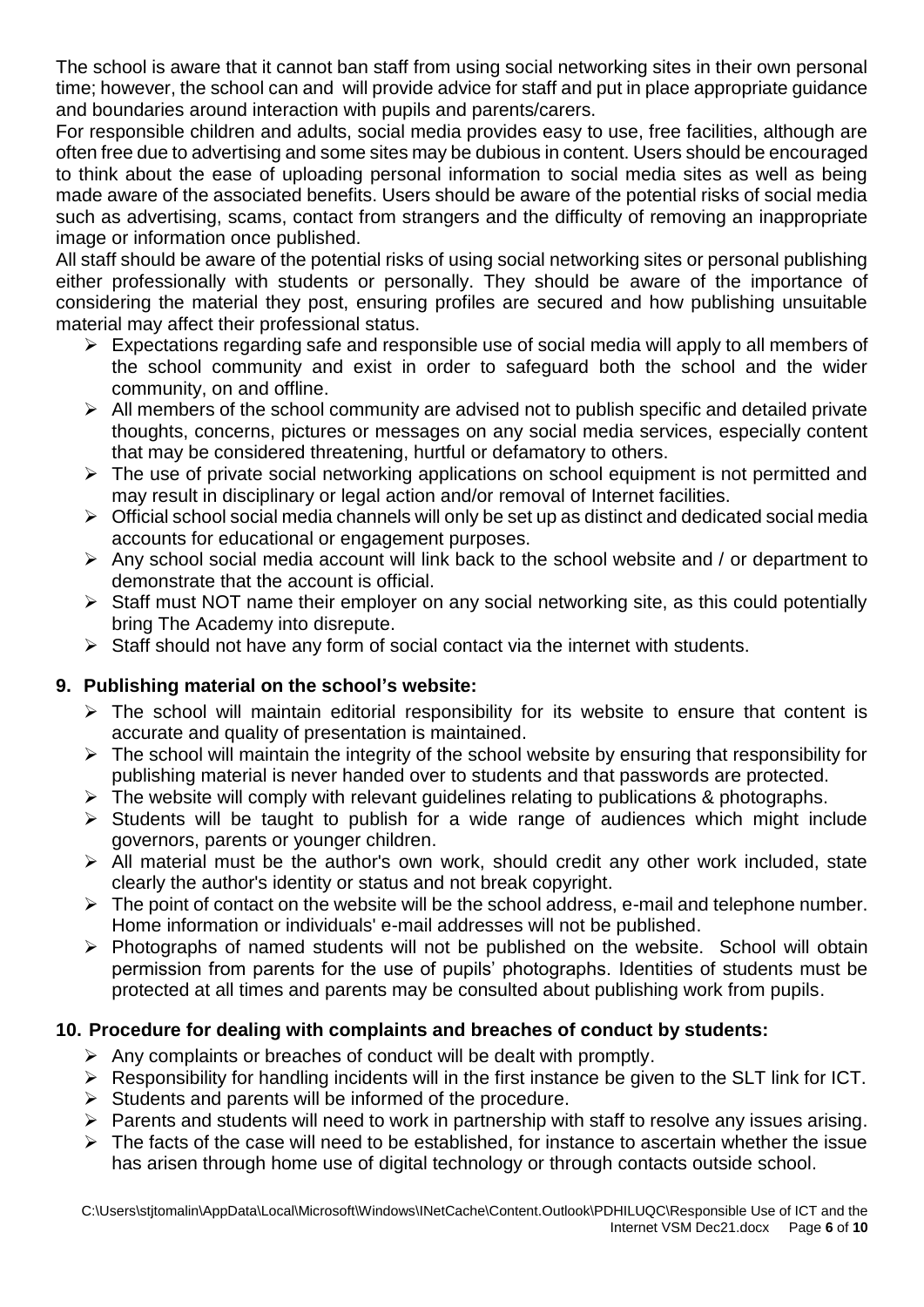The school is aware that it cannot ban staff from using social networking sites in their own personal time; however, the school can and will provide advice for staff and put in place appropriate guidance and boundaries around interaction with pupils and parents/carers.

For responsible children and adults, social media provides easy to use, free facilities, although are often free due to advertising and some sites may be dubious in content. Users should be encouraged to think about the ease of uploading personal information to social media sites as well as being made aware of the associated benefits. Users should be aware of the potential risks of social media such as advertising, scams, contact from strangers and the difficulty of removing an inappropriate image or information once published.

All staff should be aware of the potential risks of using social networking sites or personal publishing either professionally with students or personally. They should be aware of the importance of considering the material they post, ensuring profiles are secured and how publishing unsuitable material may affect their professional status.

- Expectations regarding safe and responsible use of social media will apply to all members of the school community and exist in order to safeguard both the school and the wider community, on and offline.
- All members of the school community are advised not to publish specific and detailed private thoughts, concerns, pictures or messages on any social media services, especially content that may be considered threatening, hurtful or defamatory to others.
- The use of private social networking applications on school equipment is not permitted and may result in disciplinary or legal action and/or removal of Internet facilities.
- Official school social media channels will only be set up as distinct and dedicated social media accounts for educational or engagement purposes.
- Any school social media account will link back to the school website and / or department to demonstrate that the account is official.
- Staff must NOT name their employer on any social networking site, as this could potentially bring The Academy into disrepute.
- Staff should not have any form of social contact via the internet with students.

## 9. Publishing material on the school's website:

- The school will maintain editorial responsibility for its website to ensure that content is accurate and quality of presentation is maintained.
- The school will maintain the integrity of the school website by ensuring that responsibility for publishing material is never handed over to students and that passwords are protected.
- The website will comply with relevant guidelines relating to publications & photographs.
- Students will be taught to publish for a wide range of audiences which might include governors, parents or younger children.
- All material must be the author's own work, should credit any other work included, state clearly the author's identity or status and not break copyright.
- The point of contact on the website will be the school address, e-mail and telephone number. Home information or individuals' e-mail addresses will not be published.
- Photographs of named students will not be published on the website. School will obtain permission from parents for the use of pupils' photographs. Identities of students must be protected at all times and parents may be consulted about publishing work from pupils.

## 10. Procedure for dealing with complaints and breaches of conduct by students:

- Any complaints or breaches of conduct will be dealt with promptly.
- Responsibility for handling incidents will in the first instance be given to the SLT link for ICT.
- Students and parents will be informed of the procedure.
- Parents and students will need to work in partnership with staff to resolve any issues arising.
- The facts of the case will need to be established, for instance to ascertain whether the issue has arisen through home use of digital technology or through contacts outside school.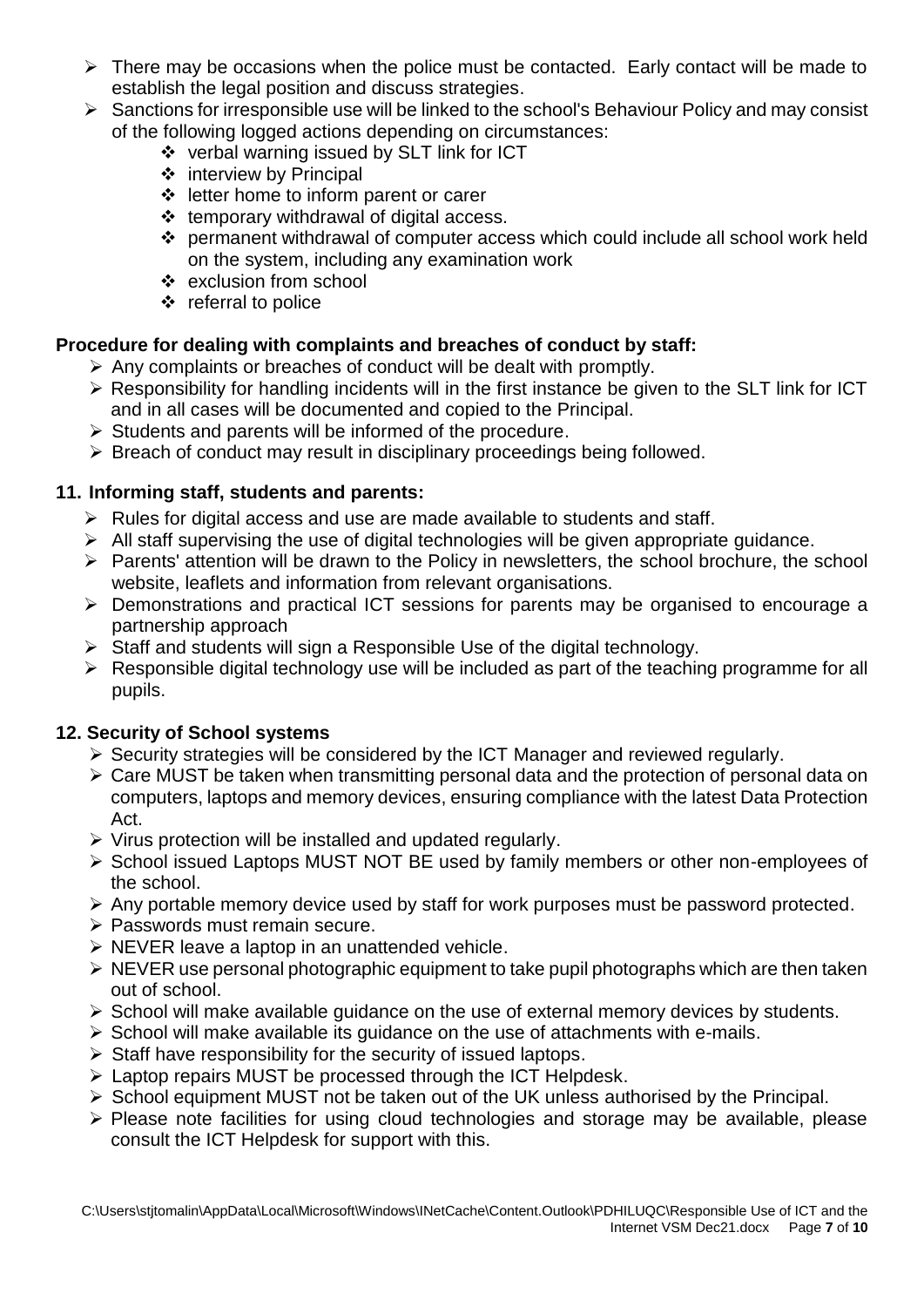- There may be occasions when the police must be contacted. Early contact will be made to establish the legal position and discuss strategies.
- Sanctions for irresponsible use will be linked to the school's Behaviour Policy and may consist of the following logged actions depending on circumstances:
  - verbal warning issued by SLT link for ICT
  - interview by Principal
  - letter home to inform parent or carer
  - temporary withdrawal of digital access.
  - permanent withdrawal of computer access which could include all school work held on the system, including any examination work
  - exclusion from school
  - referral to police

**Procedure for dealing with complaints and breaches of conduct by staff:**

- Any complaints or breaches of conduct will be dealt with promptly.
- Responsibility for handling incidents will in the first instance be given to the SLT link for ICT and in all cases will be documented and copied to the Principal.
- Students and parents will be informed of the procedure.
- Breach of conduct may result in disciplinary proceedings being followed.

## 11. Informing staff, students and parents:

- Rules for digital access and use are made available to students and staff.
- All staff supervising the use of digital technologies will be given appropriate guidance.
- Parents' attention will be drawn to the Policy in newsletters, the school brochure, the school website, leaflets and information from relevant organisations.
- Demonstrations and practical ICT sessions for parents may be organised to encourage a partnership approach
- Staff and students will sign a Responsible Use of the digital technology.
- Responsible digital technology use will be included as part of the teaching programme for all pupils.

## 12. Security of School systems

- Security strategies will be considered by the ICT Manager and reviewed regularly.
- Care MUST be taken when transmitting personal data and the protection of personal data on computers, laptops and memory devices, ensuring compliance with the latest Data Protection Act.
- Virus protection will be installed and updated regularly.
- School issued Laptops MUST NOT BE used by family members or other non-employees of the school.
- Any portable memory device used by staff for work purposes must be password protected.
- Passwords must remain secure.
- NEVER leave a laptop in an unattended vehicle.
- NEVER use personal photographic equipment to take pupil photographs which are then taken out of school.
- School will make available guidance on the use of external memory devices by students.
- School will make available its guidance on the use of attachments with e-mails.
- Staff have responsibility for the security of issued laptops.
- Laptop repairs MUST be processed through the ICT Helpdesk.
- School equipment MUST not be taken out of the UK unless authorised by the Principal.
- Please note facilities for using cloud technologies and storage may be available, please consult the ICT Helpdesk for support with this.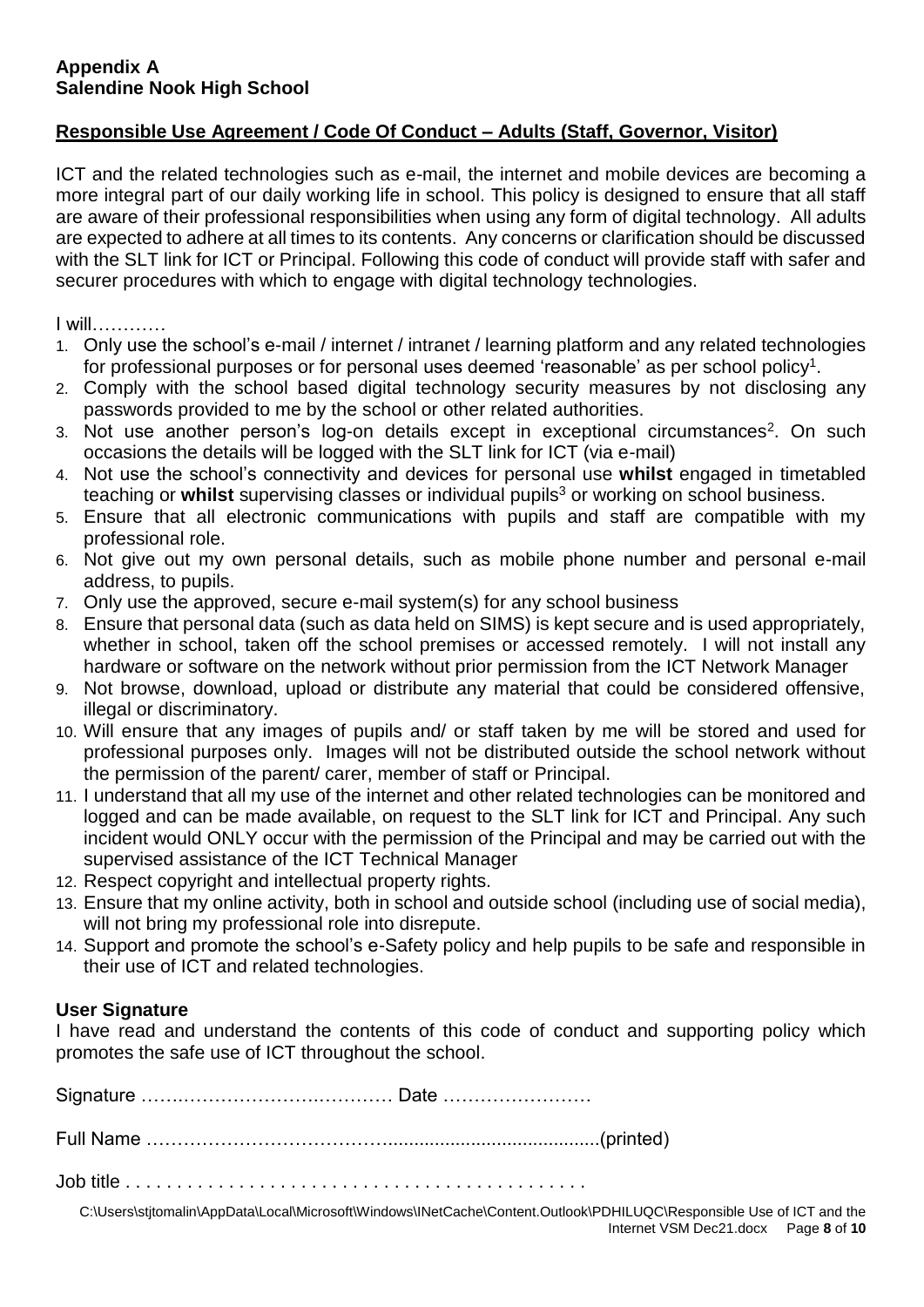**Appendix A**
**Salendine Nook High School**

## Responsible Use Agreement / Code Of Conduct – Adults (Staff, Governor, Visitor)

ICT and the related technologies such as e-mail, the internet and mobile devices are becoming a more integral part of our daily working life in school. This policy is designed to ensure that all staff are aware of their professional responsibilities when using any form of digital technology. All adults are expected to adhere at all times to its contents. Any concerns or clarification should be discussed with the SLT link for ICT or Principal. Following this code of conduct will provide staff with safer and securer procedures with which to engage with digital technology technologies.

I will…………

1. Only use the school's e-mail / internet / intranet / learning platform and any related technologies for professional purposes or for personal uses deemed 'reasonable' as per school policy[1].
2. Comply with the school based digital technology security measures by not disclosing any passwords provided to me by the school or other related authorities.
3. Not use another person's log-on details except in exceptional circumstances[2]. On such occasions the details will be logged with the SLT link for ICT (via e-mail)
4. Not use the school's connectivity and devices for personal use **whilst** engaged in timetabled teaching or **whilst** supervising classes or individual pupils[3] or working on school business.
5. Ensure that all electronic communications with pupils and staff are compatible with my professional role.
6. Not give out my own personal details, such as mobile phone number and personal e-mail address, to pupils.
7. Only use the approved, secure e-mail system(s) for any school business
8. Ensure that personal data (such as data held on SIMS) is kept secure and is used appropriately, whether in school, taken off the school premises or accessed remotely. I will not install any hardware or software on the network without prior permission from the ICT Network Manager
9. Not browse, download, upload or distribute any material that could be considered offensive, illegal or discriminatory.
10. Will ensure that any images of pupils and/ or staff taken by me will be stored and used for professional purposes only. Images will not be distributed outside the school network without the permission of the parent/ carer, member of staff or Principal.
11. I understand that all my use of the internet and other related technologies can be monitored and logged and can be made available, on request to the SLT link for ICT and Principal. Any such incident would ONLY occur with the permission of the Principal and may be carried out with the supervised assistance of the ICT Technical Manager
12. Respect copyright and intellectual property rights.
13. Ensure that my online activity, both in school and outside school (including use of social media), will not bring my professional role into disrepute.
14. Support and promote the school's e-Safety policy and help pupils to be safe and responsible in their use of ICT and related technologies.

### User Signature

I have read and understand the contents of this code of conduct and supporting policy which promotes the safe use of ICT throughout the school.

Signature ……………………………………… Date ……………………

Full Name ……………………………………………………………………(printed)

Job title . . . . . . . . . . . . . . . . . . . . . . . . . . . . . . . . . . . . . . . . . . .

C:\Users\stjtomalin\AppData\Local\Microsoft\Windows\INetCache\Content.Outlook\PDHILUQC\Responsible Use of ICT and the Internet VSM Dec21.docx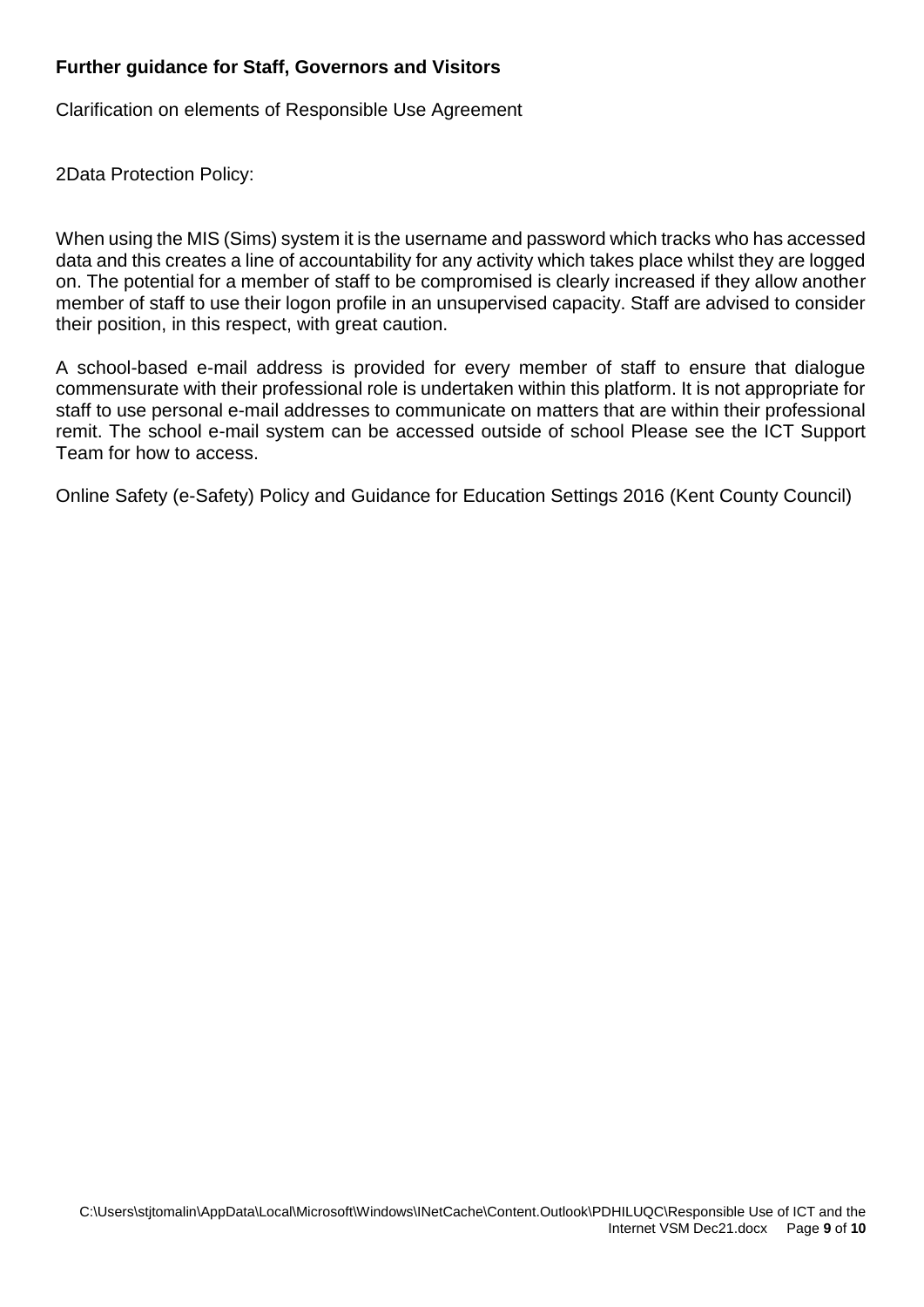**Further guidance for Staff, Governors and Visitors**

Clarification on elements of Responsible Use Agreement

2Data Protection Policy:

When using the MIS (Sims) system it is the username and password which tracks who has accessed data and this creates a line of accountability for any activity which takes place whilst they are logged on. The potential for a member of staff to be compromised is clearly increased if they allow another member of staff to use their logon profile in an unsupervised capacity. Staff are advised to consider their position, in this respect, with great caution.

A school-based e-mail address is provided for every member of staff to ensure that dialogue commensurate with their professional role is undertaken within this platform. It is not appropriate for staff to use personal e-mail addresses to communicate on matters that are within their professional remit. The school e-mail system can be accessed outside of school Please see the ICT Support Team for how to access.

Online Safety (e-Safety) Policy and Guidance for Education Settings 2016 (Kent County Council)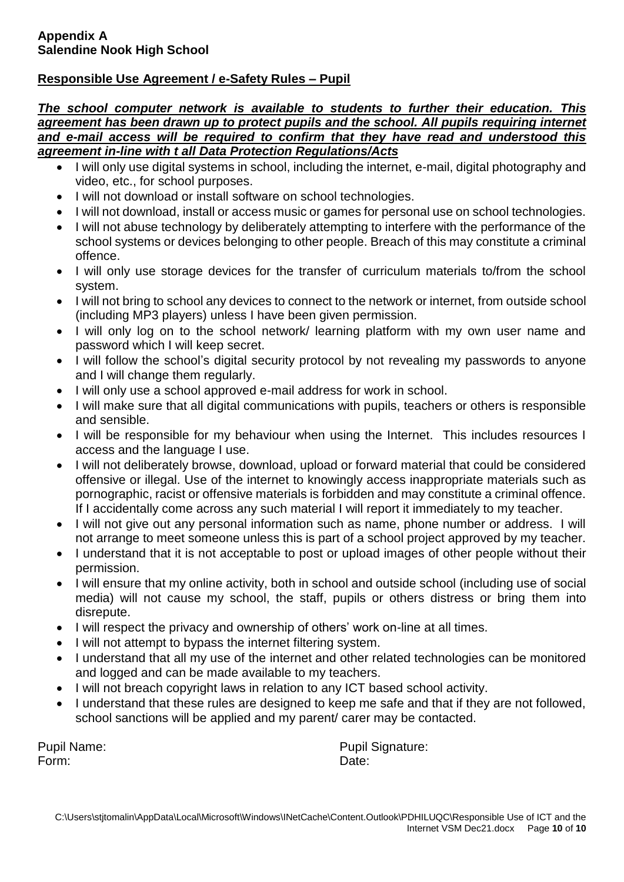**Appendix A**
**Salendine Nook High School**

**Responsible Use Agreement / e-Safety Rules – Pupil**

***The school computer network is available to students to further their education. This agreement has been drawn up to protect pupils and the school. All pupils requiring internet and e-mail access will be required to confirm that they have read and understood this agreement in-line with t all Data Protection Regulations/Acts***

- I will only use digital systems in school, including the internet, e-mail, digital photography and video, etc., for school purposes.
- I will not download or install software on school technologies.
- I will not download, install or access music or games for personal use on school technologies.
- I will not abuse technology by deliberately attempting to interfere with the performance of the school systems or devices belonging to other people. Breach of this may constitute a criminal offence.
- I will only use storage devices for the transfer of curriculum materials to/from the school system.
- I will not bring to school any devices to connect to the network or internet, from outside school (including MP3 players) unless I have been given permission.
- I will only log on to the school network/ learning platform with my own user name and password which I will keep secret.
- I will follow the school's digital security protocol by not revealing my passwords to anyone and I will change them regularly.
- I will only use a school approved e-mail address for work in school.
- I will make sure that all digital communications with pupils, teachers or others is responsible and sensible.
- I will be responsible for my behaviour when using the Internet. This includes resources I access and the language I use.
- I will not deliberately browse, download, upload or forward material that could be considered offensive or illegal. Use of the internet to knowingly access inappropriate materials such as pornographic, racist or offensive materials is forbidden and may constitute a criminal offence. If I accidentally come across any such material I will report it immediately to my teacher.
- I will not give out any personal information such as name, phone number or address. I will not arrange to meet someone unless this is part of a school project approved by my teacher.
- I understand that it is not acceptable to post or upload images of other people without their permission.
- I will ensure that my online activity, both in school and outside school (including use of social media) will not cause my school, the staff, pupils or others distress or bring them into disrepute.
- I will respect the privacy and ownership of others' work on-line at all times.
- I will not attempt to bypass the internet filtering system.
- I understand that all my use of the internet and other related technologies can be monitored and logged and can be made available to my teachers.
- I will not breach copyright laws in relation to any ICT based school activity.
- I understand that these rules are designed to keep me safe and that if they are not followed, school sanctions will be applied and my parent/ carer may be contacted.

Pupil Name:

Form:

Pupil Signature:

Date: